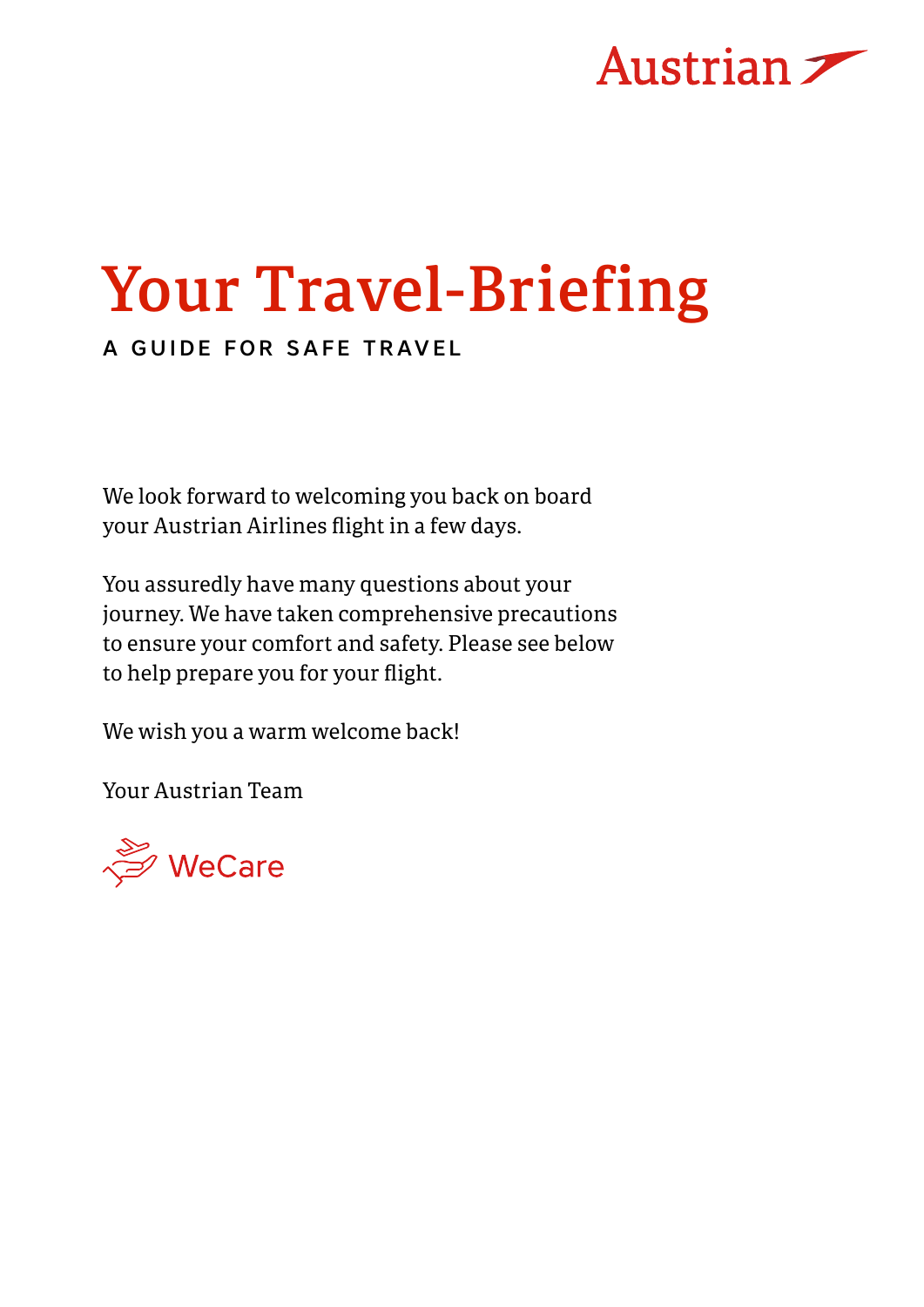Austrian

# Your Travel-Briefing

**A GUIDE FOR SAFE TRAVEL**

We look forward to welcoming you back on board your Austrian Airlines flight in a few days.

You assuredly have many questions about your journey. We have taken comprehensive precautions to ensure your comfort and safety. Please see below to help prepare you for your flight.

We wish you a warm welcome back!

Your Austrian Team

WeCare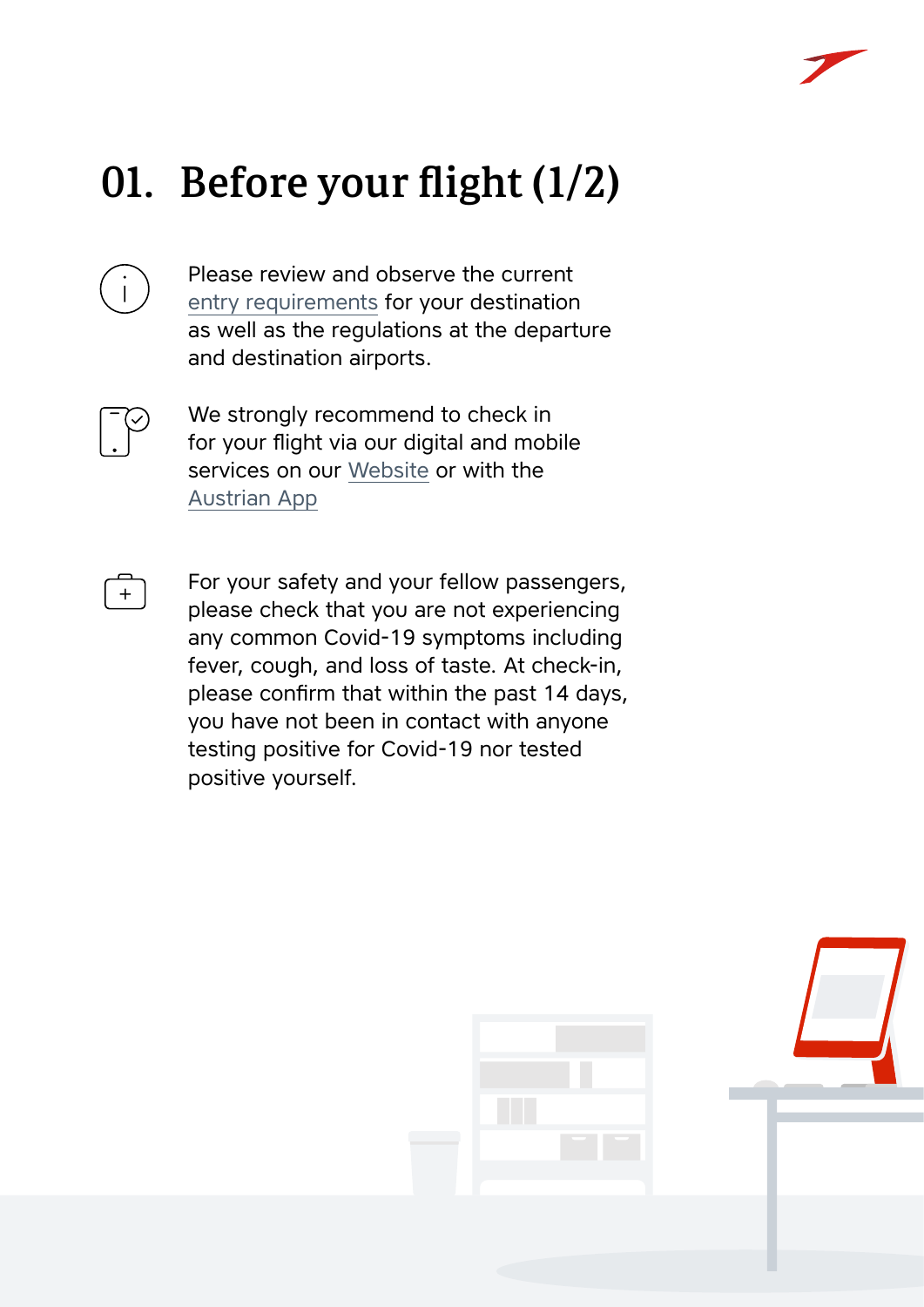# 01. Before your flight (1/2)

Please review and observe the current entry requirements for your destination as well as the regulations at the departure and destination airports.

We strongly recommend to check in for your flight via our digital and mobile services on our Website or with the Austrian App

For your safety and your fellow passengers, please check that you are not experiencing any common Covid-19 symptoms including fever, cough, and loss of taste. At check-in, please confirm that within the past 14 days, you have not been in contact with anyone testing positive for Covid-19 nor tested positive yourself.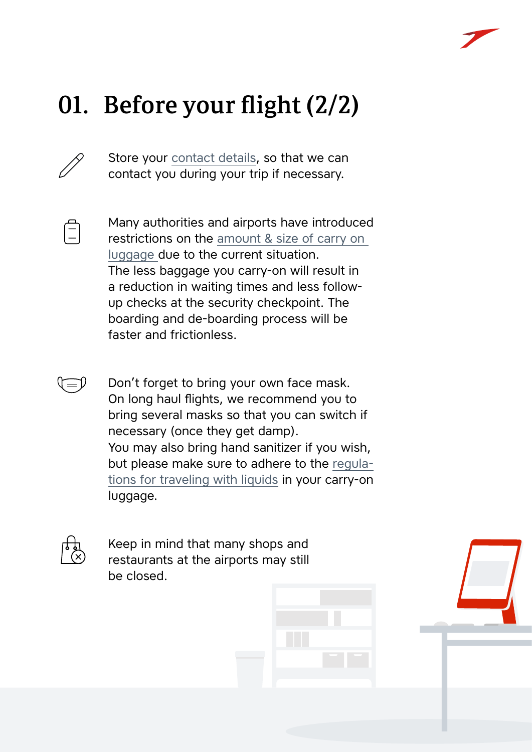# 01. Before your flight (2/2)

Store your contact details, so that we can contact you during your trip if necessary.

Many authorities and airports have introduced restrictions on the amount & size of carry on luggage due to the current situation. The less baggage you carry-on will result in a reduction in waiting times and less follow-up checks at the security checkpoint. The boarding and de-boarding process will be faster and frictionless.

Don't forget to bring your own face mask. On long haul flights, we recommend you to bring several masks so that you can switch if necessary (once they get damp). You may also bring hand sanitizer if you wish, but please make sure to adhere to the regulations for traveling with liquids in your carry-on luggage.

Keep in mind that many shops and restaurants at the airports may still be closed.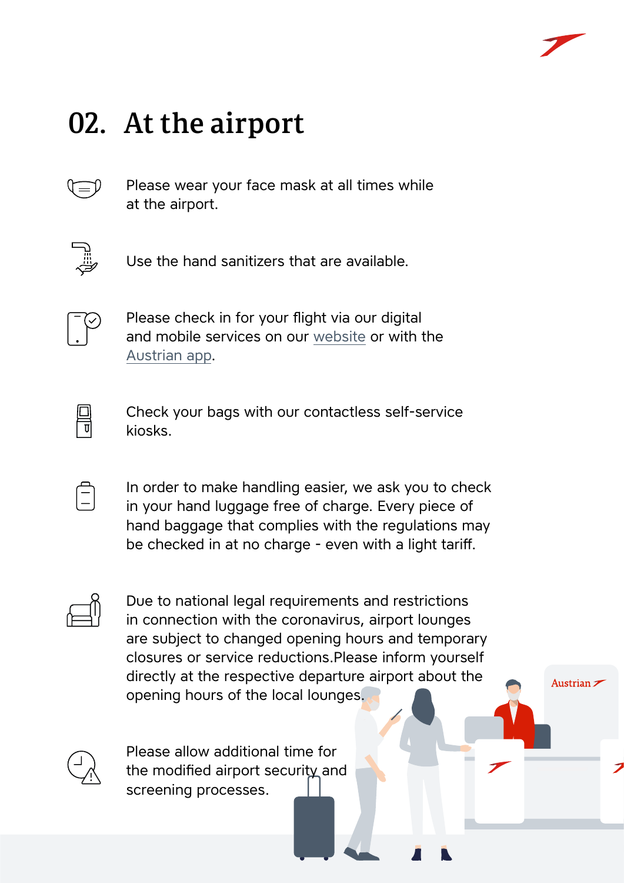# 02. At the airport

Please wear your face mask at all times while at the airport.

Use the hand sanitizers that are available.

Please check in for your flight via our digital and mobile services on our website or with the Austrian app.

Check your bags with our contactless self-service kiosks.

In order to make handling easier, we ask you to check in your hand luggage free of charge. Every piece of hand baggage that complies with the regulations may be checked in at no charge - even with a light tariff.

Due to national legal requirements and restrictions in connection with the coronavirus, airport lounges are subject to changed opening hours and temporary closures or service reductions.Please inform yourself directly at the respective departure airport about the opening hours of the local lounges.

Please allow additional time for the modified airport security and screening processes.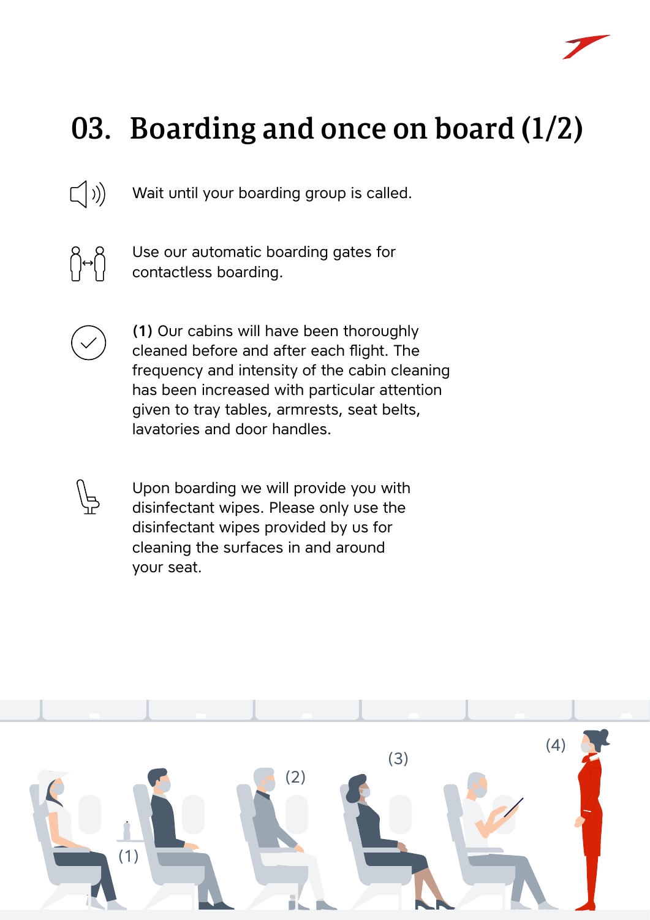# 03. Boarding and once on board (1/2)

Wait until your boarding group is called.

Use our automatic boarding gates for contactless boarding.

**(1)** Our cabins will have been thoroughly cleaned before and after each flight. The frequency and intensity of the cabin cleaning has been increased with particular attention given to tray tables, armrests, seat belts, lavatories and door handles.

Upon boarding we will provide you with disinfectant wipes. Please only use the disinfectant wipes provided by us for cleaning the surfaces in and around your seat.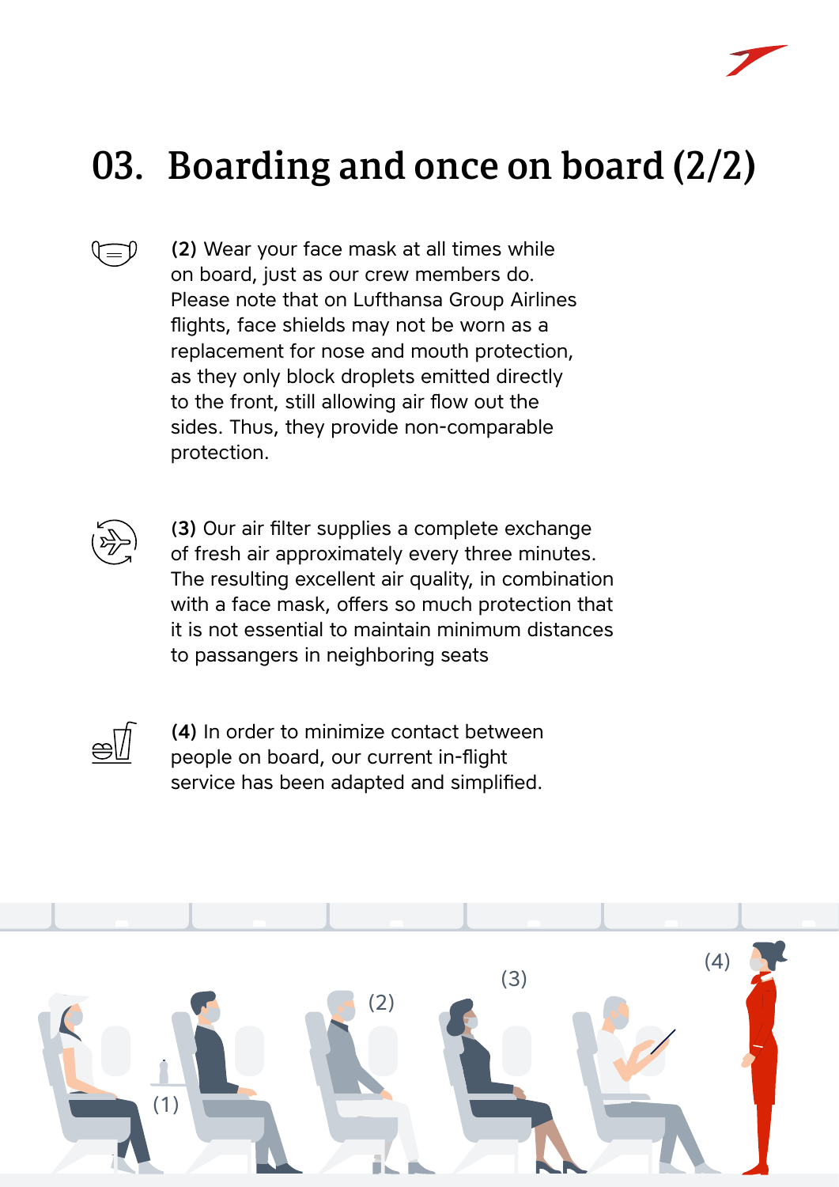# 03. Boarding and once on board (2/2)

**(2)** Wear your face mask at all times while on board, just as our crew members do. Please note that on Lufthansa Group Airlines flights, face shields may not be worn as a replacement for nose and mouth protection, as they only block droplets emitted directly to the front, still allowing air flow out the sides. Thus, they provide non-comparable protection.

**(3)** Our air filter supplies a complete exchange of fresh air approximately every three minutes. The resulting excellent air quality, in combination with a face mask, offers so much protection that it is not essential to maintain minimum distances to passangers in neighboring seats

**(4)** In order to minimize contact between people on board, our current in-flight service has been adapted and simplified.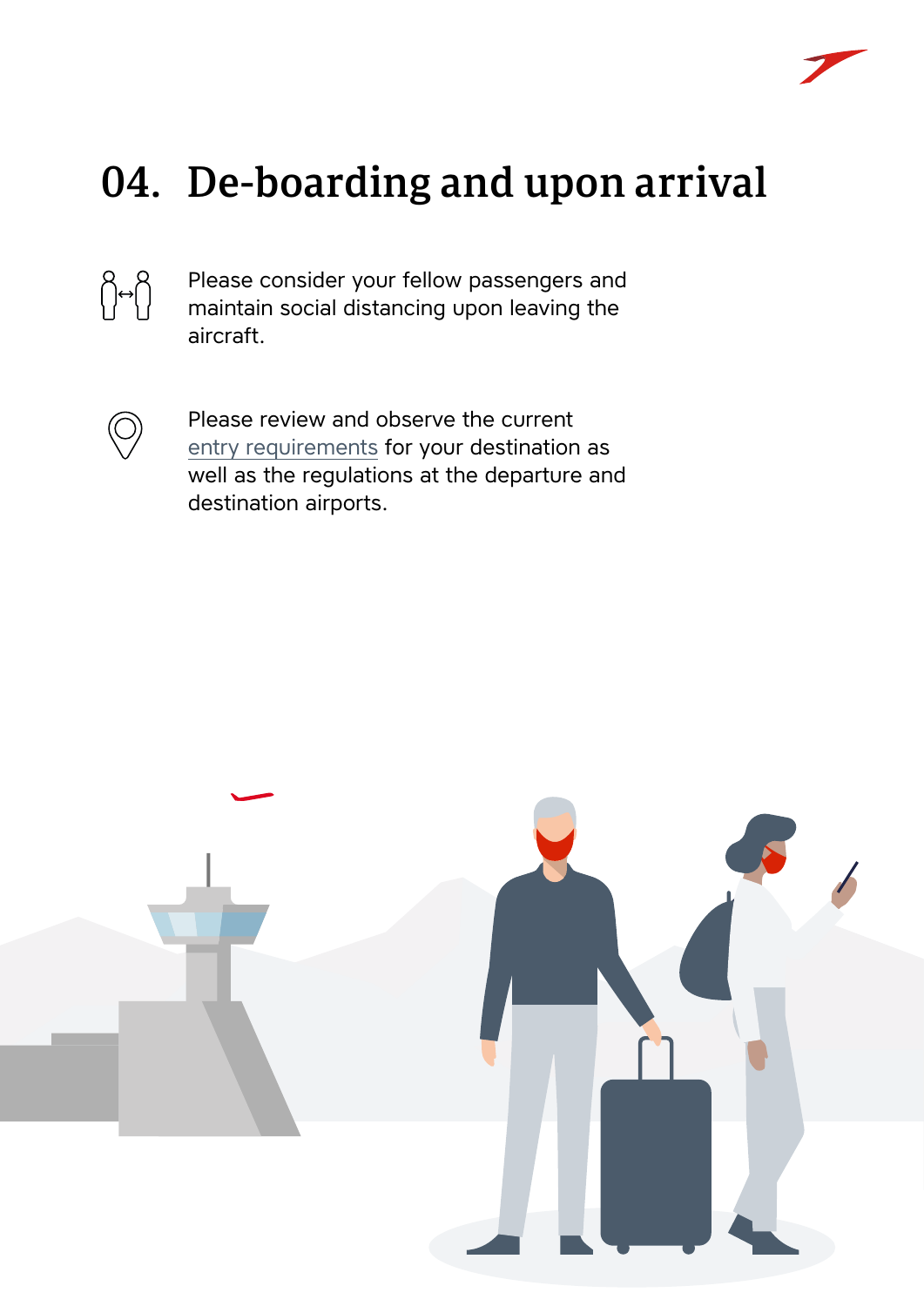# 04. De-boarding and upon arrival

Please consider your fellow passengers and maintain social distancing upon leaving the aircraft.

Please review and observe the current entry requirements for your destination as well as the regulations at the departure and destination airports.